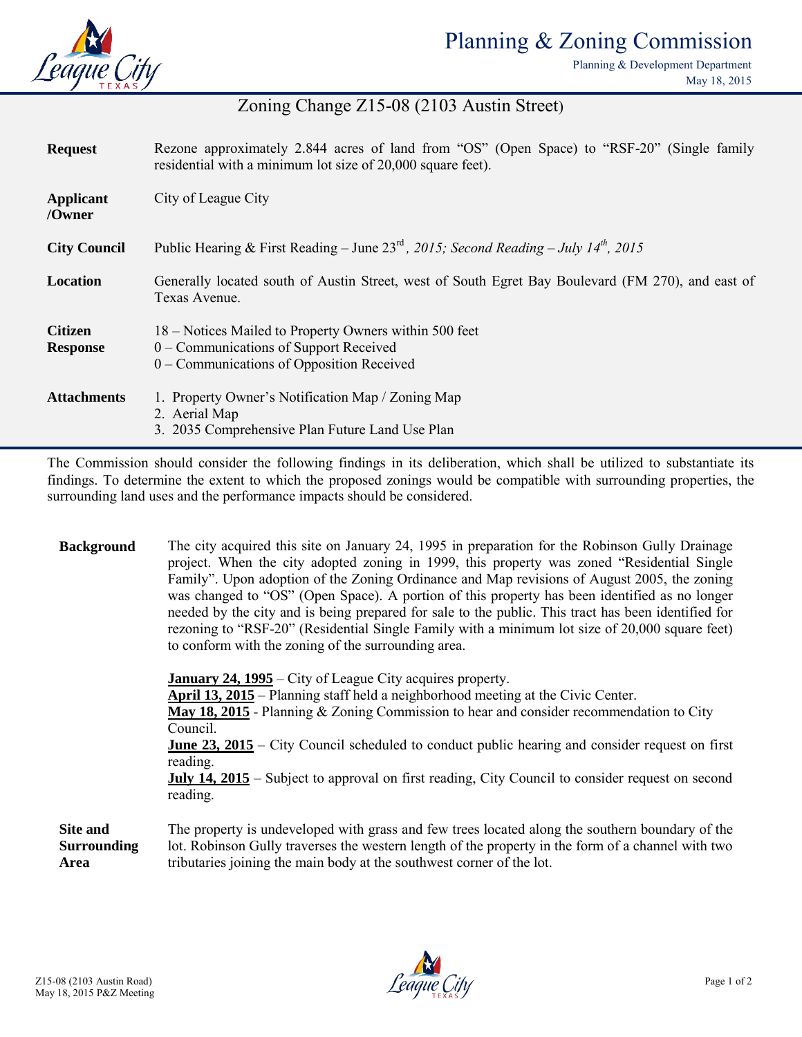# Planning & Zoning Commission

Planning & Development Department
May 18, 2015

## Zoning Change Z15-08 (2103 Austin Street)

| | |
|---|---|
| **Request** | Rezone approximately 2.844 acres of land from "OS" (Open Space) to "RSF-20" (Single family residential with a minimum lot size of 20,000 square feet). |
| **Applicant /Owner** | City of League City |
| **City Council** | Public Hearing & First Reading – June 23rd*, 2015; Second Reading – July 14th, 2015* |
| **Location** | Generally located south of Austin Street, west of South Egret Bay Boulevard (FM 270), and east of Texas Avenue. |
| **Citizen Response** | 18 – Notices Mailed to Property Owners within 500 feet<br>0 – Communications of Support Received<br>0 – Communications of Opposition Received |
| **Attachments** | 1. Property Owner's Notification Map / Zoning Map<br>2. Aerial Map<br>3. 2035 Comprehensive Plan Future Land Use Plan |

The Commission should consider the following findings in its deliberation, which shall be utilized to substantiate its findings. To determine the extent to which the proposed zonings would be compatible with surrounding properties, the surrounding land uses and the performance impacts should be considered.

**Background**

The city acquired this site on January 24, 1995 in preparation for the Robinson Gully Drainage project. When the city adopted zoning in 1999, this property was zoned "Residential Single Family". Upon adoption of the Zoning Ordinance and Map revisions of August 2005, the zoning was changed to "OS" (Open Space). A portion of this property has been identified as no longer needed by the city and is being prepared for sale to the public. This tract has been identified for rezoning to "RSF-20" (Residential Single Family with a minimum lot size of 20,000 square feet) to conform with the zoning of the surrounding area.

**January 24, 1995** – City of League City acquires property.
**April 13, 2015** – Planning staff held a neighborhood meeting at the Civic Center.
**May 18, 2015** - Planning & Zoning Commission to hear and consider recommendation to City Council.
**June 23, 2015** – City Council scheduled to conduct public hearing and consider request on first reading.
**July 14, 2015** – Subject to approval on first reading, City Council to consider request on second reading.

**Site and Surrounding Area**

The property is undeveloped with grass and few trees located along the southern boundary of the lot. Robinson Gully traverses the western length of the property in the form of a channel with two tributaries joining the main body at the southwest corner of the lot.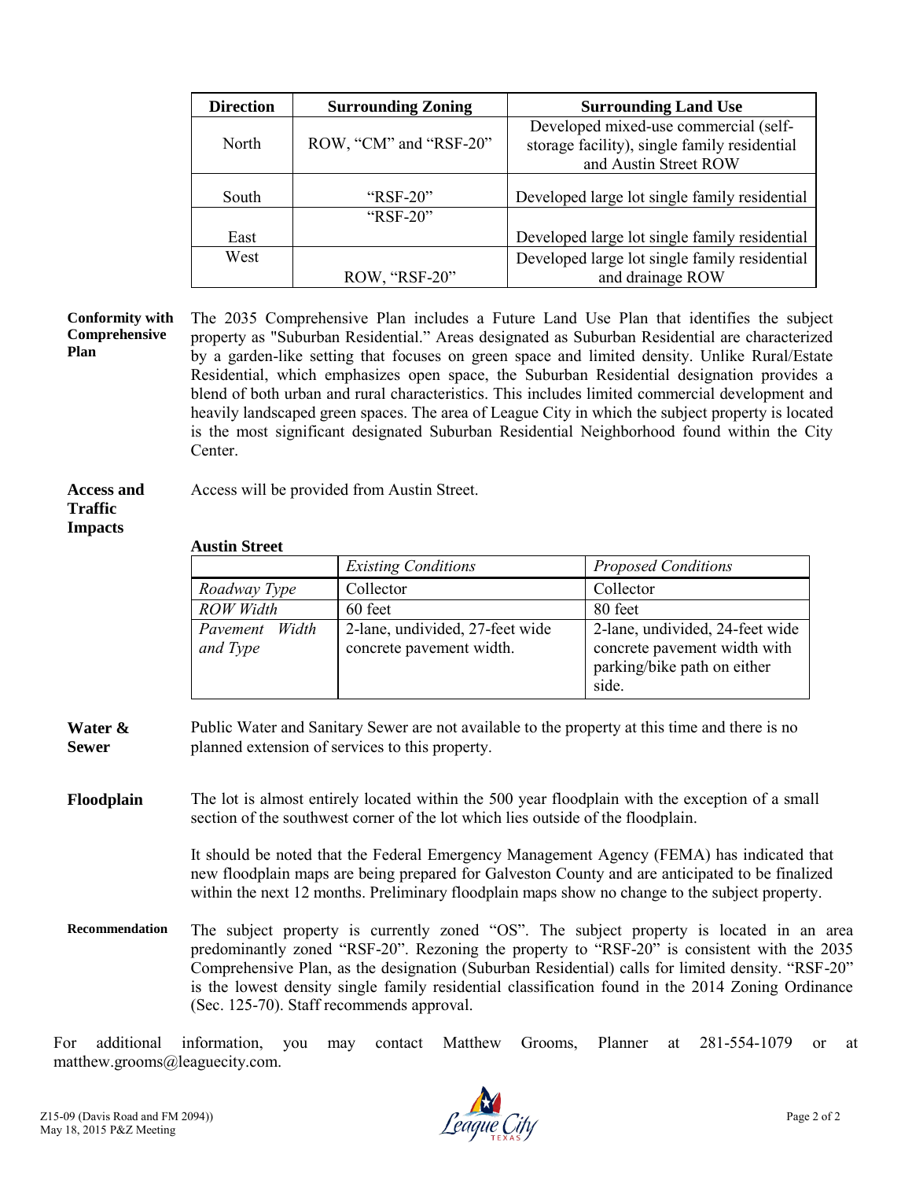| Direction | Surrounding Zoning | Surrounding Land Use |
|---|---|---|
| North | ROW, "CM" and "RSF-20" | Developed mixed-use commercial (self-storage facility), single family residential and Austin Street ROW |
| South | "RSF-20" | Developed large lot single family residential |
| East | "RSF-20" | Developed large lot single family residential |
| West | ROW, "RSF-20" | Developed large lot single family residential and drainage ROW |

**Conformity with Comprehensive Plan**

The 2035 Comprehensive Plan includes a Future Land Use Plan that identifies the subject property as "Suburban Residential." Areas designated as Suburban Residential are characterized by a garden-like setting that focuses on green space and limited density. Unlike Rural/Estate Residential, which emphasizes open space, the Suburban Residential designation provides a blend of both urban and rural characteristics. This includes limited commercial development and heavily landscaped green spaces. The area of League City in which the subject property is located is the most significant designated Suburban Residential Neighborhood found within the City Center.

**Access and Traffic Impacts**

Access will be provided from Austin Street.

**Austin Street**

| | *Existing Conditions* | *Proposed Conditions* |
|---|---|---|
| *Roadway Type* | Collector | Collector |
| *ROW Width* | 60 feet | 80 feet |
| *Pavement Width and Type* | 2-lane, undivided, 27-feet wide concrete pavement width. | 2-lane, undivided, 24-feet wide concrete pavement width with parking/bike path on either side. |

**Water & Sewer**

Public Water and Sanitary Sewer are not available to the property at this time and there is no planned extension of services to this property.

**Floodplain**

The lot is almost entirely located within the 500 year floodplain with the exception of a small section of the southwest corner of the lot which lies outside of the floodplain.

It should be noted that the Federal Emergency Management Agency (FEMA) has indicated that new floodplain maps are being prepared for Galveston County and are anticipated to be finalized within the next 12 months. Preliminary floodplain maps show no change to the subject property.

**Recommendation**

The subject property is currently zoned "OS". The subject property is located in an area predominantly zoned "RSF-20". Rezoning the property to "RSF-20" is consistent with the 2035 Comprehensive Plan, as the designation (Suburban Residential) calls for limited density. "RSF-20" is the lowest density single family residential classification found in the 2014 Zoning Ordinance (Sec. 125-70). Staff recommends approval.

For additional information, you may contact Matthew Grooms, Planner at 281-554-1079 or at matthew.grooms@leaguecity.com.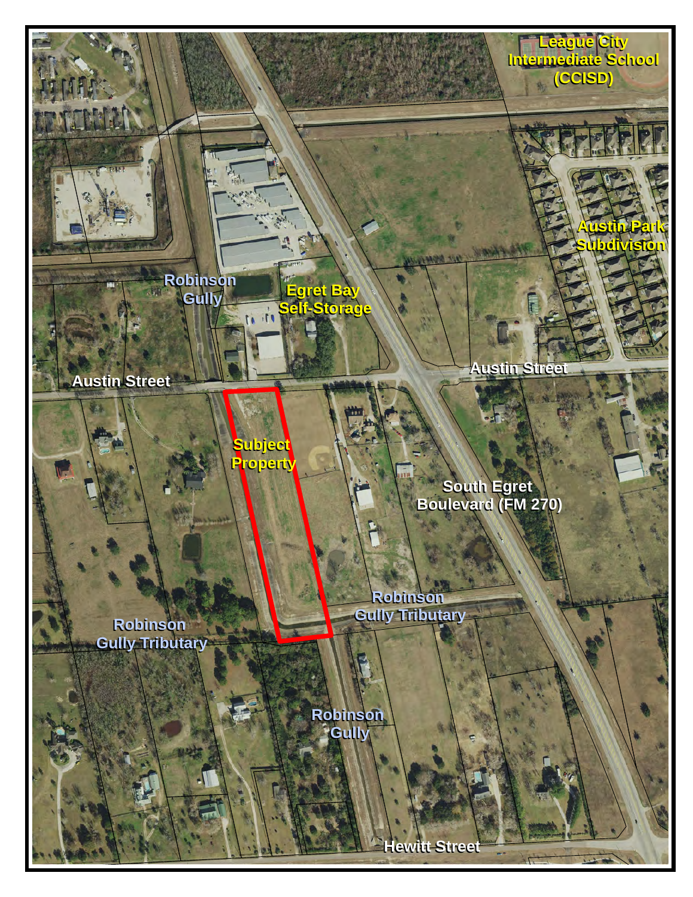League City Intermediate School (CCISD)

Austin Park Subdivision

Robinson Gully

Egret Bay Self-Storage

Austin Street

Austin Street

Subject Property

South Egret Boulevard (FM 270)

Robinson Gully Tributary

Robinson Gully Tributary

Robinson Gully

Hewitt Street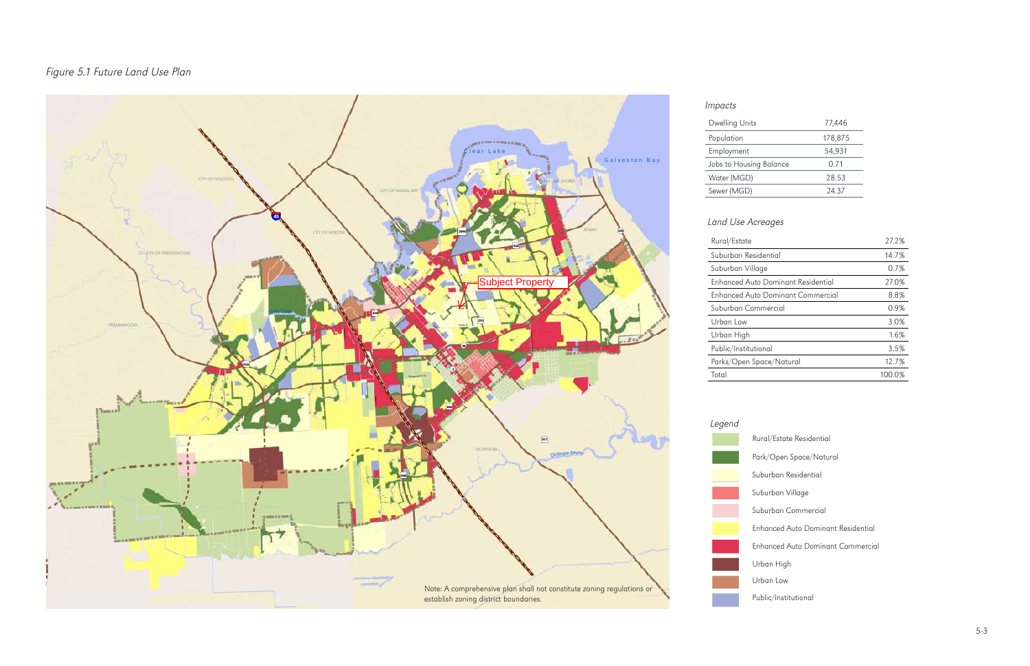*Figure 5.1 Future Land Use Plan*

Clear Lake

Galveston Bay

CITY OF HOUSTON

CITY OF NASSAU BAY

CITY OF WEBSTER

CITY OF FRIENDSWOOD

FRIENDSWOOD

CLEAR LAKE SHORES

KEMAH

DICKINSON

Dickinson Bayou

Subject Property

Note: A comprehensive plan shall not constitute zoning regulations or establish zoning district boundaries.

*Impacts*

| | |
|---|---|
| Dwelling Units | 77,446 |
| Population | 178,875 |
| Employment | 54,931 |
| Jobs to Housing Balance | 0.71 |
| Water (MGD) | 28.53 |
| Sewer (MGD) | 24.37 |

*Land Use Acreages*

| | |
|---|---|
| Rural/Estate | 27.2% |
| Suburban Residential | 14.7% |
| Suburban Village | 0.7% |
| Enhanced Auto Dominant Residential | 27.0% |
| Enhanced Auto Dominant Commercial | 8.8% |
| Suburban Commercial | 0.9% |
| Urban Low | 3.0% |
| Urban High | 1.6% |
| Public/Institutional | 3.5% |
| Parks/Open Space/Natural | 12.7% |
| Total | 100.0% |

*Legend*

- Rural/Estate Residential
- Park/Open Space/Natural
- Suburban Residential
- Suburban Village
- Suburban Commercial
- Enhanced Auto Dominant Residential
- Enhanced Auto Dominant Commercial
- Urban High
- Urban Low
- Public/Institutional